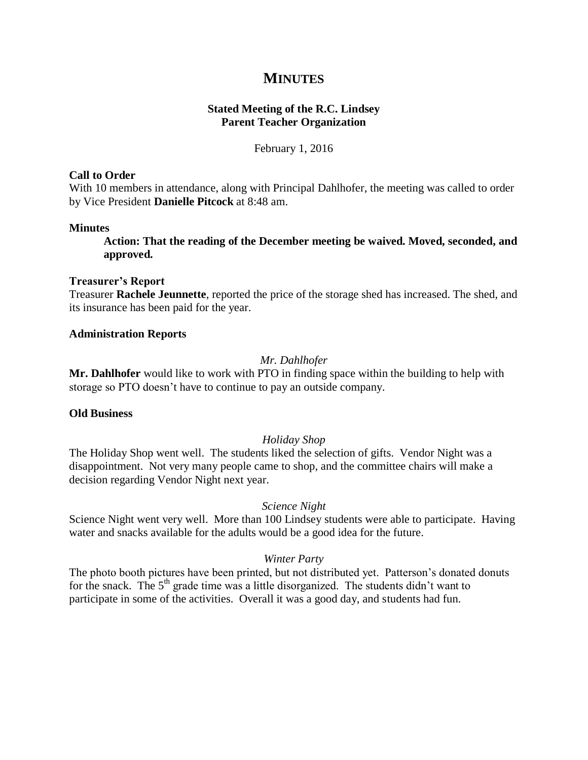# MINUTES

**Stated Meeting of the R.C. Lindsey**
**Parent Teacher Organization**

February 1, 2016

**Call to Order**

With 10 members in attendance, along with Principal Dahlhofer, the meeting was called to order by Vice President **Danielle Pitcock** at 8:48 am.

**Minutes**

> **Action: That the reading of the December meeting be waived. Moved, seconded, and approved.**

**Treasurer's Report**

Treasurer **Rachele Jeunnette**, reported the price of the storage shed has increased. The shed, and its insurance has been paid for the year.

**Administration Reports**

*Mr. Dahlhofer*

**Mr. Dahlhofer** would like to work with PTO in finding space within the building to help with storage so PTO doesn't have to continue to pay an outside company.

**Old Business**

*Holiday Shop*

The Holiday Shop went well. The students liked the selection of gifts. Vendor Night was a disappointment. Not very many people came to shop, and the committee chairs will make a decision regarding Vendor Night next year.

*Science Night*

Science Night went very well. More than 100 Lindsey students were able to participate. Having water and snacks available for the adults would be a good idea for the future.

*Winter Party*

The photo booth pictures have been printed, but not distributed yet. Patterson's donated donuts for the snack. The 5th grade time was a little disorganized. The students didn't want to participate in some of the activities. Overall it was a good day, and students had fun.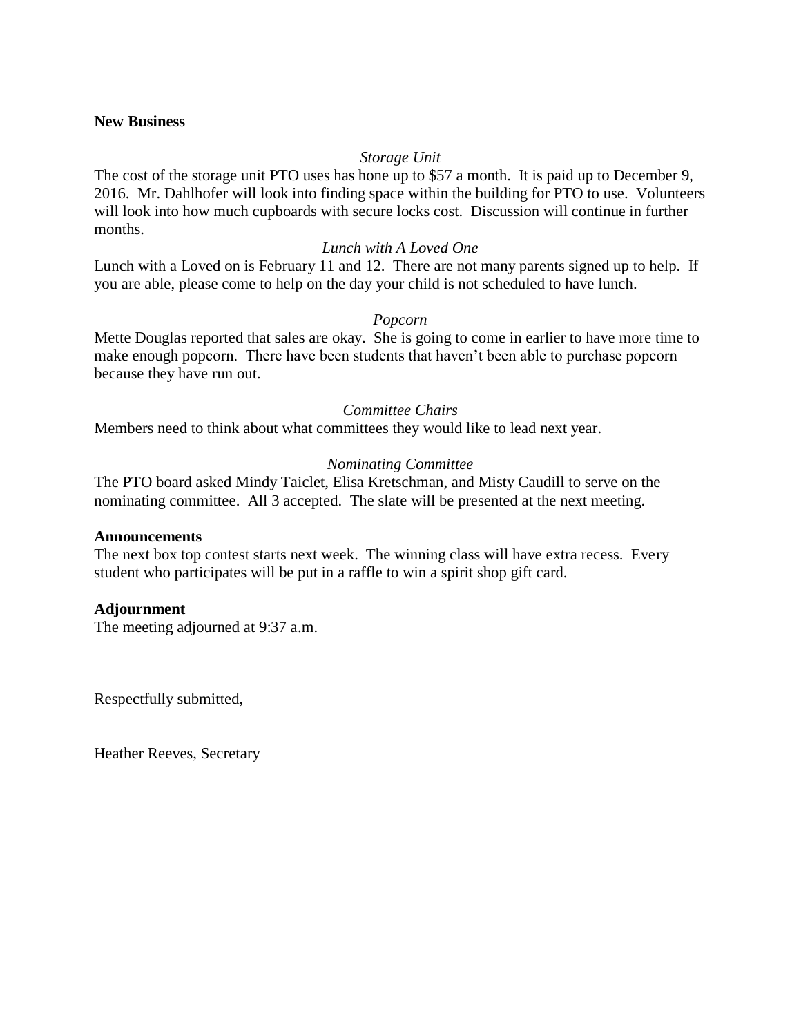**New Business**

*Storage Unit*

The cost of the storage unit PTO uses has hone up to $57 a month. It is paid up to December 9, 2016. Mr. Dahlhofer will look into finding space within the building for PTO to use. Volunteers will look into how much cupboards with secure locks cost. Discussion will continue in further months.

*Lunch with A Loved One*

Lunch with a Loved on is February 11 and 12. There are not many parents signed up to help. If you are able, please come to help on the day your child is not scheduled to have lunch.

*Popcorn*

Mette Douglas reported that sales are okay. She is going to come in earlier to have more time to make enough popcorn. There have been students that haven't been able to purchase popcorn because they have run out.

*Committee Chairs*

Members need to think about what committees they would like to lead next year.

*Nominating Committee*

The PTO board asked Mindy Taiclet, Elisa Kretschman, and Misty Caudill to serve on the nominating committee. All 3 accepted. The slate will be presented at the next meeting.

**Announcements**

The next box top contest starts next week. The winning class will have extra recess. Every student who participates will be put in a raffle to win a spirit shop gift card.

**Adjournment**

The meeting adjourned at 9:37 a.m.

Respectfully submitted,

Heather Reeves, Secretary